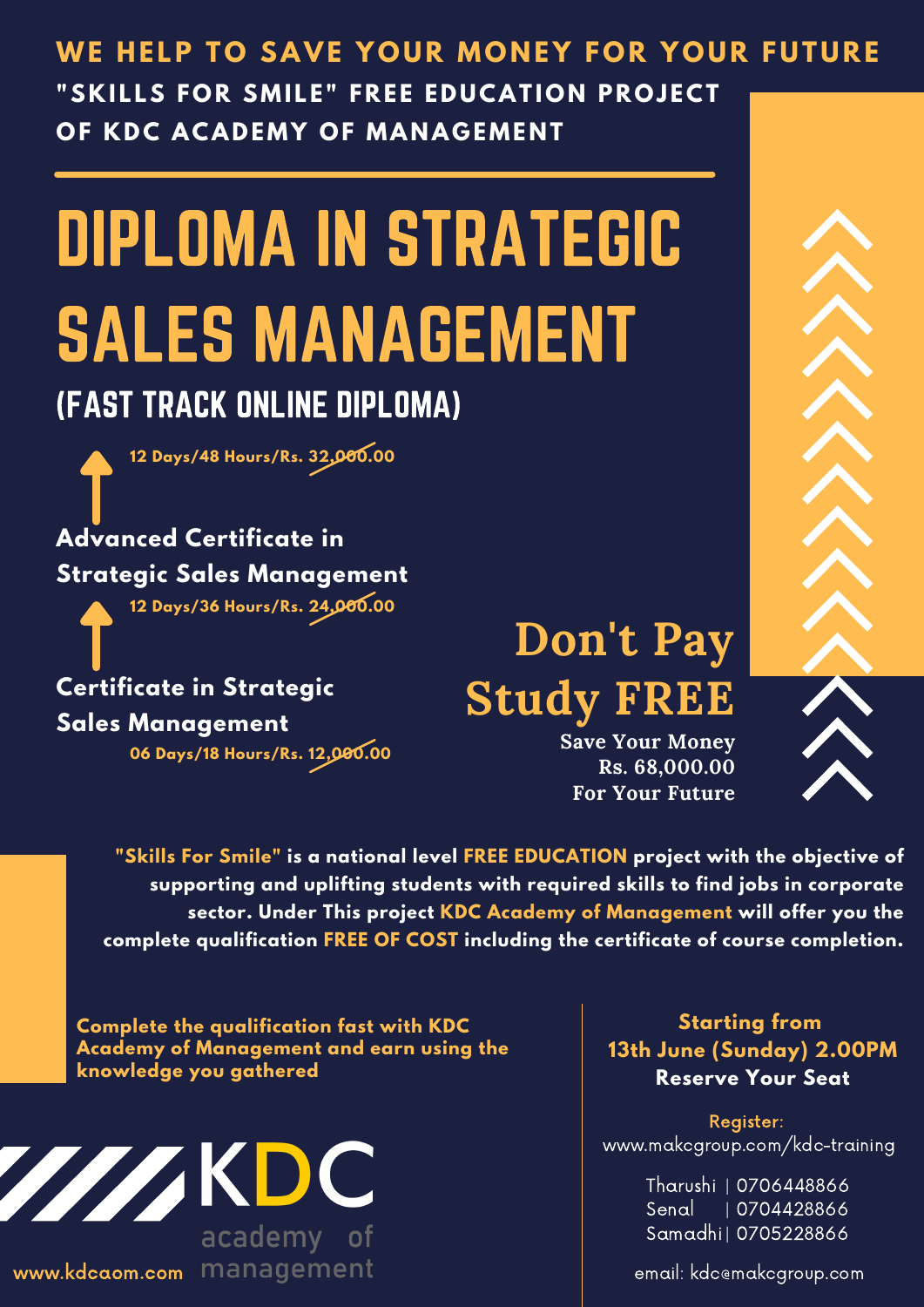**WE HELP TO SAVE YOUR MONEY FOR YOUR FUTURE**

**"SKILLS FOR SMILE" FREE EDUCATION PROJECT OF KDC ACADEMY OF MANAGEMENT**

# DIPLOMA IN STRATEGIC SALES MANAGEMENT

## (FAST TRACK ONLINE DIPLOMA)

**12 Days/48 Hours/Rs. ~~32,000.00~~**

**Advanced Certificate in Strategic Sales Management**

**12 Days/36 Hours/Rs. ~~24,000.00~~**

**Certificate in Strategic Sales Management**

**06 Days/18 Hours/Rs. ~~12,000.00~~**

## Don't Pay Study FREE

**Save Your Money Rs. 68,000.00 For Your Future**

**"Skills For Smile" is a national level FREE EDUCATION project with the objective of supporting and uplifting students with required skills to find jobs in corporate sector. Under This project KDC Academy of Management will offer you the complete qualification FREE OF COST including the certificate of course completion.**

**Complete the qualification fast with KDC Academy of Management and earn using the knowledge you gathered**

**Starting from 13th June (Sunday) 2.00PM**

**Reserve Your Seat**

Register:
www.makcgroup.com/kdc-training

Tharushi | 0706448866
Senal | 0704428866
Samadhi | 0705228866

email: kdc@makcgroup.com

KDC academy of management

www.kdcaom.com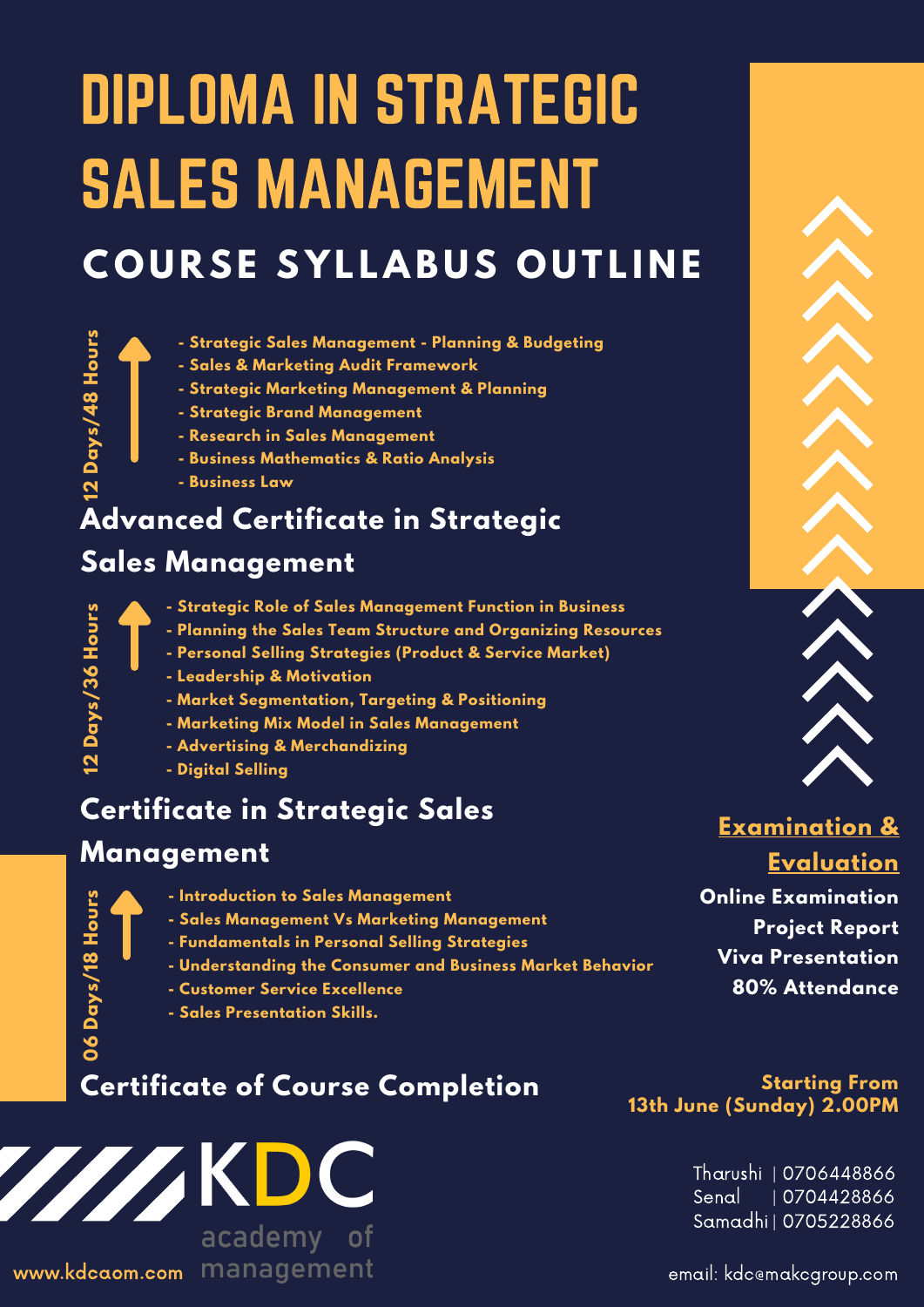# DIPLOMA IN STRATEGIC SALES MANAGEMENT

## COURSE SYLLABUS OUTLINE

**12 Days/48 Hours**

- Strategic Sales Management - Planning & Budgeting
- Sales & Marketing Audit Framework
- Strategic Marketing Management & Planning
- Strategic Brand Management
- Research in Sales Management
- Business Mathematics & Ratio Analysis
- Business Law

### Advanced Certificate in Strategic Sales Management

**12 Days/36 Hours**

- Strategic Role of Sales Management Function in Business
- Planning the Sales Team Structure and Organizing Resources
- Personal Selling Strategies (Product & Service Market)
- Leadership & Motivation
- Market Segmentation, Targeting & Positioning
- Marketing Mix Model in Sales Management
- Advertising & Merchandizing
- Digital Selling

### Certificate in Strategic Sales Management

**06 Days/18 Hours**

- Introduction to Sales Management
- Sales Management Vs Marketing Management
- Fundamentals in Personal Selling Strategies
- Understanding the Consumer and Business Market Behavior
- Customer Service Excellence
- Sales Presentation Skills.

### Certificate of Course Completion

### Examination & Evaluation

Online Examination
Project Report
Viva Presentation
80% Attendance

**Starting From**
**13th June (Sunday) 2.00PM**

Tharushi | 0706448866
Senal | 0704428866
Samadhi | 0705228866

KDC academy of management

www.kdcaom.com

email: kdc@makcgroup.com